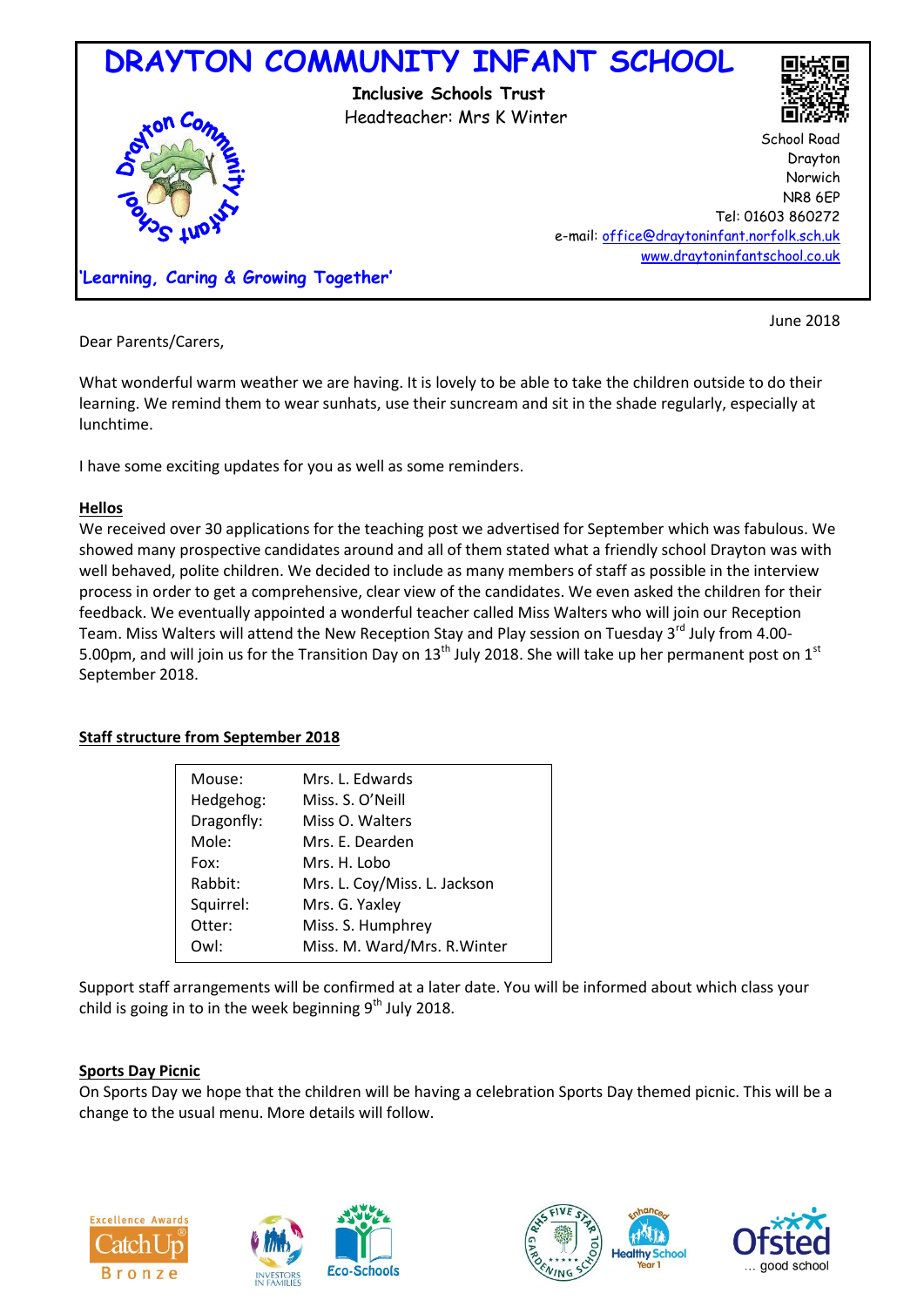# DRAYTON COMMUNITY INFANT SCHOOL

**Inclusive Schools Trust**
Headteacher: Mrs K Winter

School Road
Drayton
Norwich
NR8 6EP
Tel: 01603 860272
e-mail: office@draytoninfant.norfolk.sch.uk
www.draytoninfantschool.co.uk

*'Learning, Caring & Growing Together'*

June 2018

Dear Parents/Carers,

What wonderful warm weather we are having. It is lovely to be able to take the children outside to do their learning. We remind them to wear sunhats, use their suncream and sit in the shade regularly, especially at lunchtime.

I have some exciting updates for you as well as some reminders.

**Hellos**

We received over 30 applications for the teaching post we advertised for September which was fabulous. We showed many prospective candidates around and all of them stated what a friendly school Drayton was with well behaved, polite children. We decided to include as many members of staff as possible in the interview process in order to get a comprehensive, clear view of the candidates. We even asked the children for their feedback. We eventually appointed a wonderful teacher called Miss Walters who will join our Reception Team. Miss Walters will attend the New Reception Stay and Play session on Tuesday 3rd July from 4.00-5.00pm, and will join us for the Transition Day on 13th July 2018. She will take up her permanent post on 1st September 2018.

**Staff structure from September 2018**

| | |
|---|---|
| Mouse: | Mrs. L. Edwards |
| Hedgehog: | Miss. S. O'Neill |
| Dragonfly: | Miss O. Walters |
| Mole: | Mrs. E. Dearden |
| Fox: | Mrs. H. Lobo |
| Rabbit: | Mrs. L. Coy/Miss. L. Jackson |
| Squirrel: | Mrs. G. Yaxley |
| Otter: | Miss. S. Humphrey |
| Owl: | Miss. M. Ward/Mrs. R.Winter |

Support staff arrangements will be confirmed at a later date. You will be informed about which class your child is going in to in the week beginning 9th July 2018.

**Sports Day Picnic**

On Sports Day we hope that the children will be having a celebration Sports Day themed picnic. This will be a change to the usual menu. More details will follow.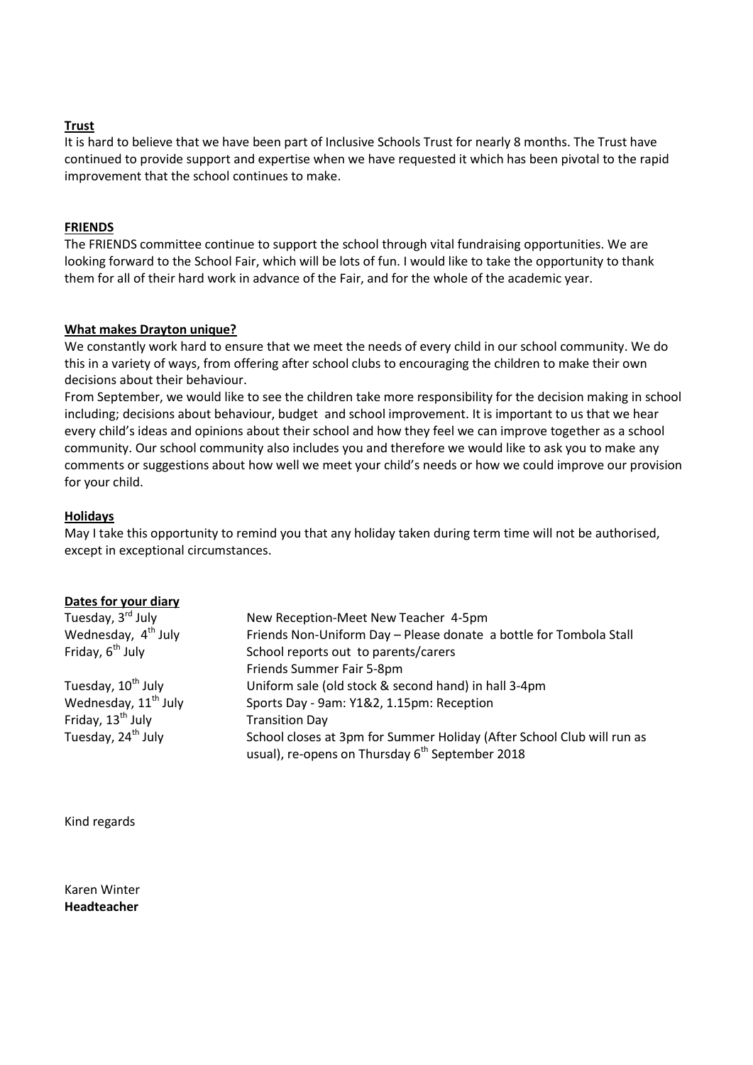**Trust**

It is hard to believe that we have been part of Inclusive Schools Trust for nearly 8 months. The Trust have continued to provide support and expertise when we have requested it which has been pivotal to the rapid improvement that the school continues to make.

**FRIENDS**

The FRIENDS committee continue to support the school through vital fundraising opportunities. We are looking forward to the School Fair, which will be lots of fun. I would like to take the opportunity to thank them for all of their hard work in advance of the Fair, and for the whole of the academic year.

**What makes Drayton unique?**

We constantly work hard to ensure that we meet the needs of every child in our school community. We do this in a variety of ways, from offering after school clubs to encouraging the children to make their own decisions about their behaviour.

From September, we would like to see the children take more responsibility for the decision making in school including; decisions about behaviour, budget and school improvement. It is important to us that we hear every child's ideas and opinions about their school and how they feel we can improve together as a school community. Our school community also includes you and therefore we would like to ask you to make any comments or suggestions about how well we meet your child's needs or how we could improve our provision for your child.

**Holidays**

May I take this opportunity to remind you that any holiday taken during term time will not be authorised, except in exceptional circumstances.

**Dates for your diary**

| | |
|---|---|
| Tuesday, 3rd July | New Reception-Meet New Teacher 4-5pm |
| Wednesday, 4th July | Friends Non-Uniform Day – Please donate a bottle for Tombola Stall |
| Friday, 6th July | School reports out to parents/carers<br>Friends Summer Fair 5-8pm |
| Tuesday, 10th July | Uniform sale (old stock & second hand) in hall 3-4pm |
| Wednesday, 11th July | Sports Day - 9am: Y1&2, 1.15pm: Reception |
| Friday, 13th July | Transition Day |
| Tuesday, 24th July | School closes at 3pm for Summer Holiday (After School Club will run as usual), re-opens on Thursday 6th September 2018 |

Kind regards

Karen Winter
**Headteacher**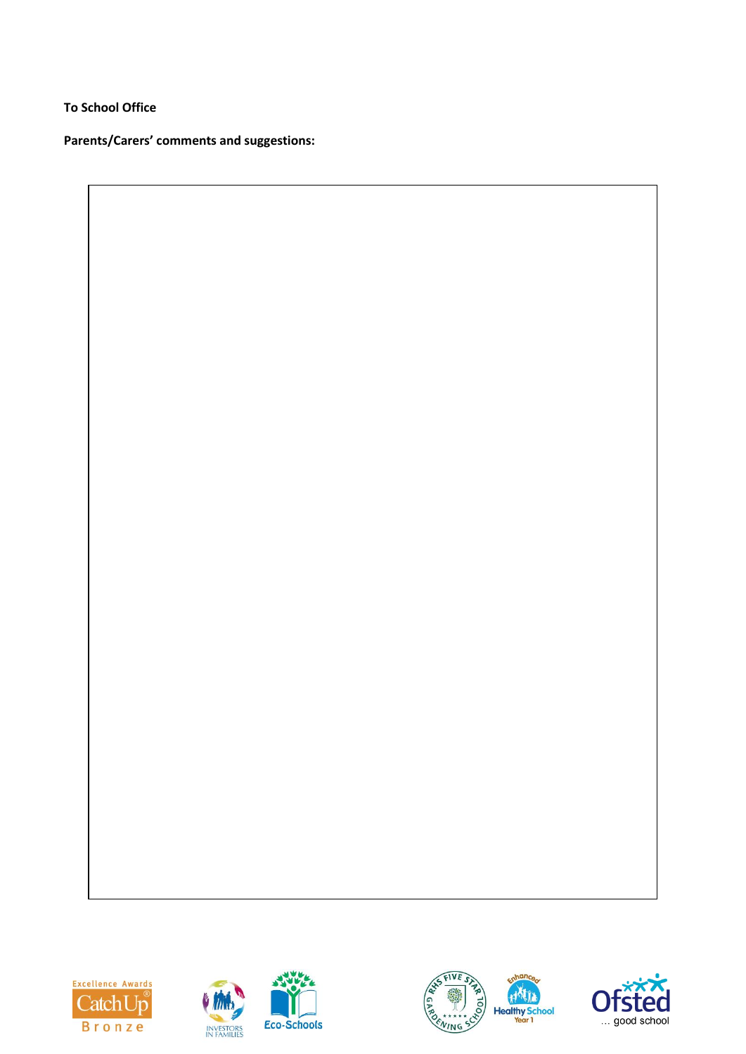**To School Office**

**Parents/Carers' comments and suggestions:**